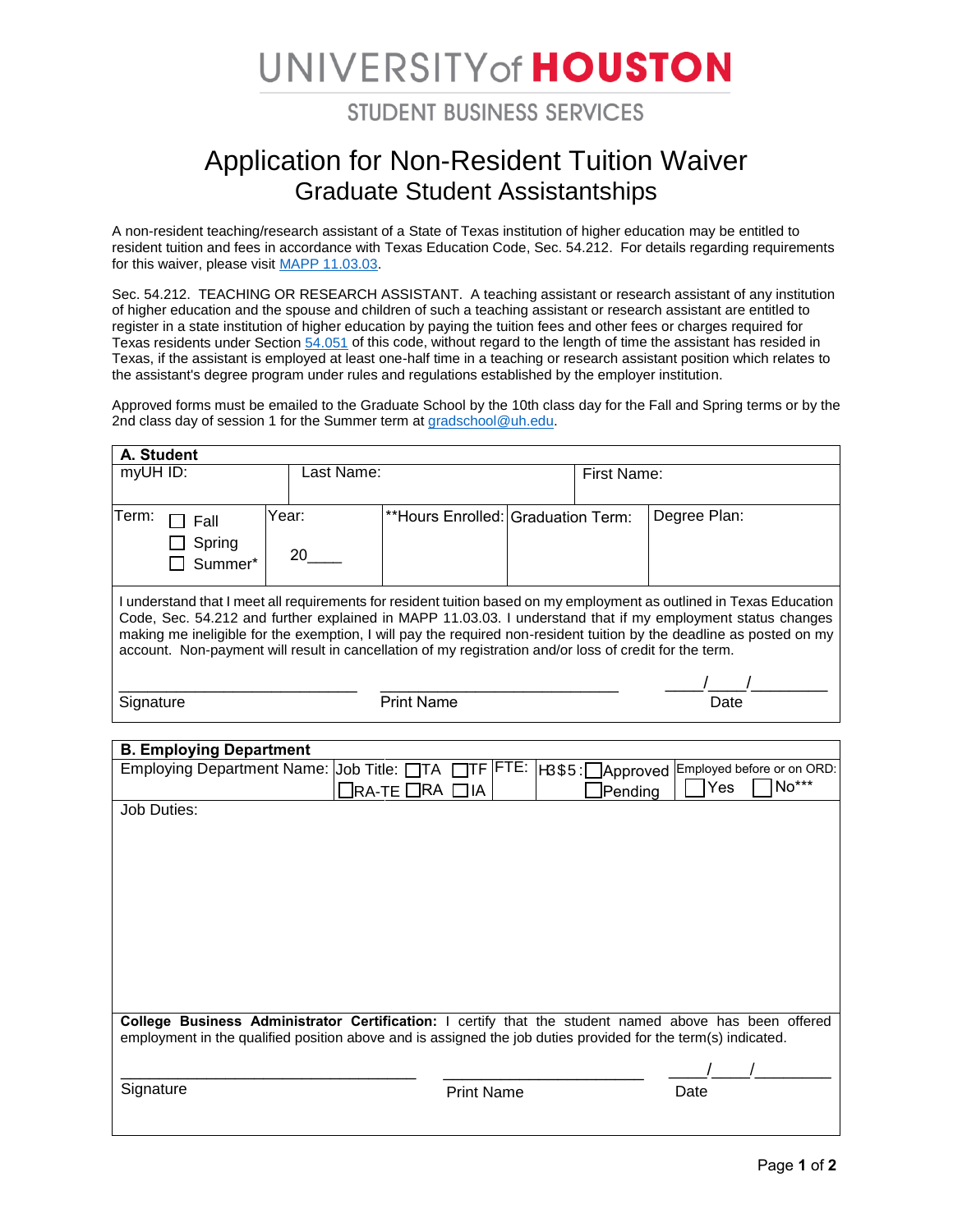# UNIVERSITY of HOUSTON

STUDENT BUSINESS SERVICES

# Application for Non-Resident Tuition Waiver

## Graduate Student Assistantships

A non-resident teaching/research assistant of a State of Texas institution of higher education may be entitled to resident tuition and fees in accordance with Texas Education Code, Sec. 54.212. For details regarding requirements for this waiver, please visit MAPP 11.03.03.

Sec. 54.212. TEACHING OR RESEARCH ASSISTANT. A teaching assistant or research assistant of any institution of higher education and the spouse and children of such a teaching assistant or research assistant are entitled to register in a state institution of higher education by paying the tuition fees and other fees or charges required for Texas residents under Section 54.051 of this code, without regard to the length of time the assistant has resided in Texas, if the assistant is employed at least one-half time in a teaching or research assistant position which relates to the assistant's degree program under rules and regulations established by the employer institution.

Approved forms must be emailed to the Graduate School by the 10th class day for the Fall and Spring terms or by the 2nd class day of session 1 for the Summer term at gradschool@uh.edu.

**A. Student**

| myUH ID: | Last Name: | | First Name: | |
|---|---|---|---|---|
| Term: ☐ Fall ☐ Spring ☐ Summer* | Year: 20____ | **Hours Enrolled: | Graduation Term: | Degree Plan: |

I understand that I meet all requirements for resident tuition based on my employment as outlined in Texas Education Code, Sec. 54.212 and further explained in MAPP 11.03.03. I understand that if my employment status changes making me ineligible for the exemption, I will pay the required non-resident tuition by the deadline as posted on my account. Non-payment will result in cancellation of my registration and/or loss of credit for the term.

\_\_\_\_\_\_\_\_\_\_\_\_\_\_\_\_\_\_\_\_\_\_\_\_\_\_ &nbsp;&nbsp; \_\_\_\_\_\_\_\_\_\_\_\_\_\_\_\_\_\_\_\_\_\_\_\_\_\_ &nbsp;&nbsp; \_\_\_\_/\_\_\_\_/\_\_\_\_\_\_\_\_

Signature &nbsp;&nbsp; Print Name &nbsp;&nbsp; Date

**B. Employing Department**

| Employing Department Name: | Job Title: ☐TA ☐TF ☐RA-TE ☐RA ☐IA | FTE: | H3$5: ☐Approved ☐Pending | Employed before or on ORD: ☐Yes ☐No*** |
|---|---|---|---|---|

Job Duties:

**College Business Administrator Certification:** I certify that the student named above has been offered employment in the qualified position above and is assigned the job duties provided for the term(s) indicated.

\_\_\_\_\_\_\_\_\_\_\_\_\_\_\_\_\_\_\_\_\_\_\_\_\_\_\_\_\_\_\_\_ &nbsp;&nbsp; \_\_\_\_\_\_\_\_\_\_\_\_\_\_\_\_\_\_\_\_\_\_\_\_ &nbsp;&nbsp; \_\_\_\_/\_\_\_\_/\_\_\_\_\_\_\_\_

Signature &nbsp;&nbsp; Print Name &nbsp;&nbsp; Date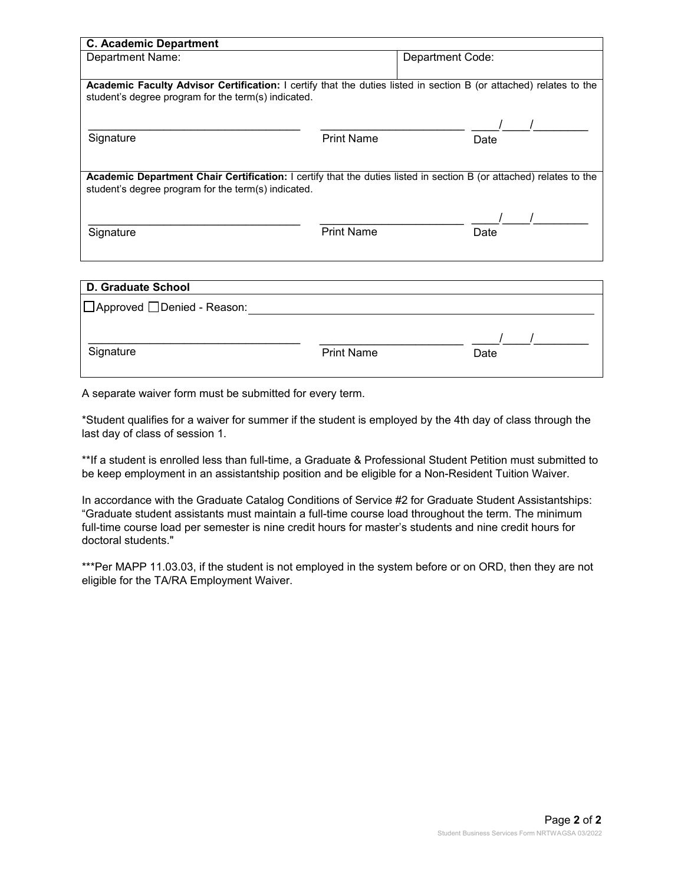## C. Academic Department

| Department Name: | Department Code: |
| --- | --- |

**Academic Faculty Advisor Certification:** I certify that the duties listed in section B (or attached) relates to the student's degree program for the term(s) indicated.

| ___________________________________ | ______________________ | ____/____/________ |
| --- | --- | --- |
| Signature | Print Name | Date |

**Academic Department Chair Certification:** I certify that the duties listed in section B (or attached) relates to the student's degree program for the term(s) indicated.

| ___________________________________ | ______________________ | ____/____/________ |
| --- | --- | --- |
| Signature | Print Name | Date |

## D. Graduate School

☐ Approved ☐ Denied - Reason: ____________________________________________________

| ___________________________________ | ______________________ | ____/____/________ |
| --- | --- | --- |
| Signature | Print Name | Date |

A separate waiver form must be submitted for every term.

*Student qualifies for a waiver for summer if the student is employed by the 4th day of class through the last day of class of session 1.

**If a student is enrolled less than full-time, a Graduate & Professional Student Petition must submitted to be keep employment in an assistantship position and be eligible for a Non-Resident Tuition Waiver.

In accordance with the Graduate Catalog Conditions of Service #2 for Graduate Student Assistantships: "Graduate student assistants must maintain a full-time course load throughout the term. The minimum full-time course load per semester is nine credit hours for master's students and nine credit hours for doctoral students."

***Per MAPP 11.03.03, if the student is not employed in the system before or on ORD, then they are not eligible for the TA/RA Employment Waiver.

Student Business Services Form NRTWAGSA 03/2022